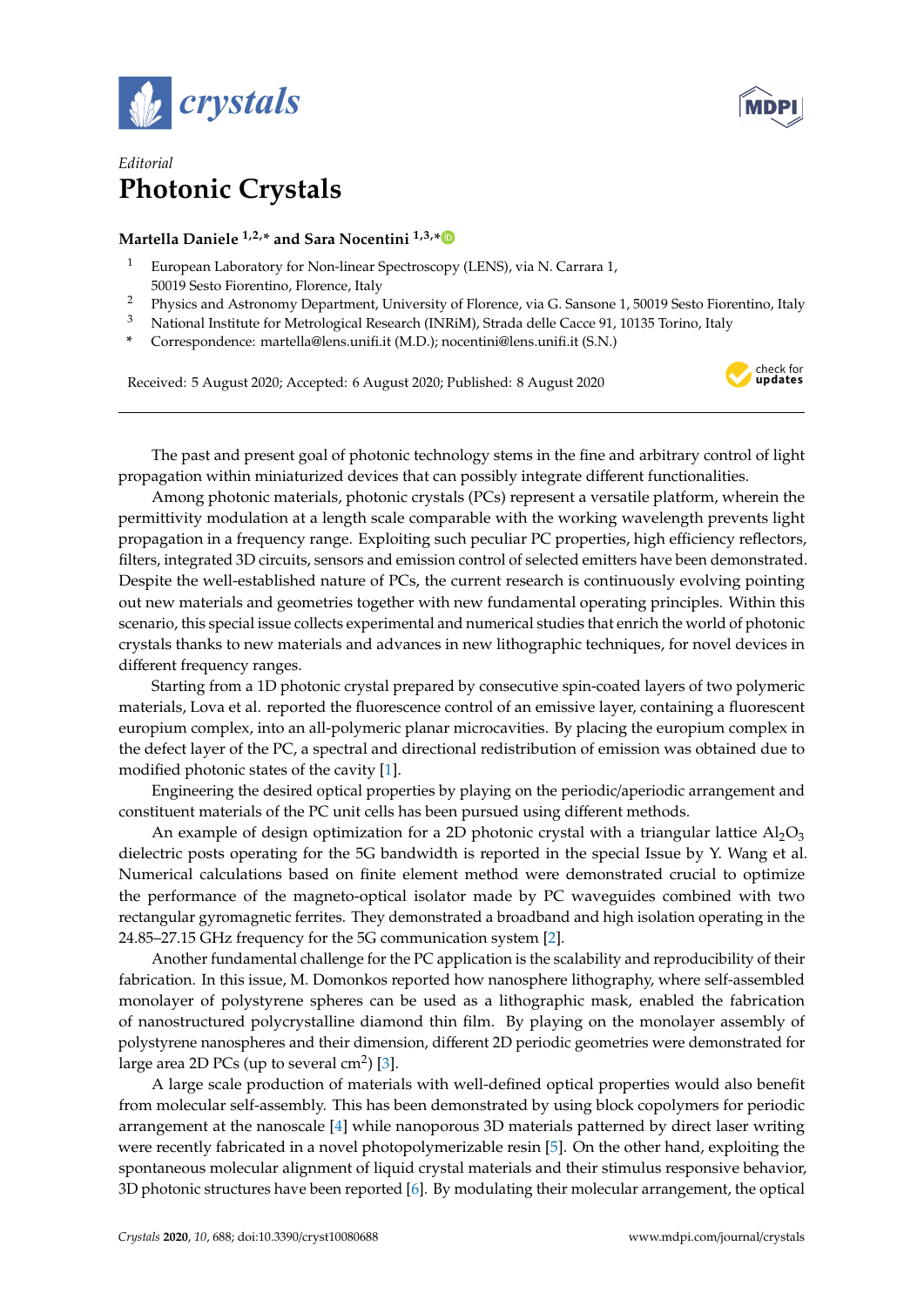*Editorial*

# Photonic Crystals

**Martella Daniele [1,2,*] and Sara Nocentini [1,3,*]**

[1] European Laboratory for Non-linear Spectroscopy (LENS), via N. Carrara 1, 50019 Sesto Fiorentino, Florence, Italy
[2] Physics and Astronomy Department, University of Florence, via G. Sansone 1, 50019 Sesto Fiorentino, Italy
[3] National Institute for Metrological Research (INRiM), Strada delle Cacce 91, 10135 Torino, Italy
* Correspondence: martella@lens.unifi.it (M.D.); nocentini@lens.unifi.it (S.N.)

Received: 5 August 2020; Accepted: 6 August 2020; Published: 8 August 2020

The past and present goal of photonic technology stems in the fine and arbitrary control of light propagation within miniaturized devices that can possibly integrate different functionalities.

Among photonic materials, photonic crystals (PCs) represent a versatile platform, wherein the permittivity modulation at a length scale comparable with the working wavelength prevents light propagation in a frequency range. Exploiting such peculiar PC properties, high efficiency reflectors, filters, integrated 3D circuits, sensors and emission control of selected emitters have been demonstrated. Despite the well-established nature of PCs, the current research is continuously evolving pointing out new materials and geometries together with new fundamental operating principles. Within this scenario, this special issue collects experimental and numerical studies that enrich the world of photonic crystals thanks to new materials and advances in new lithographic techniques, for novel devices in different frequency ranges.

Starting from a 1D photonic crystal prepared by consecutive spin-coated layers of two polymeric materials, Lova et al. reported the fluorescence control of an emissive layer, containing a fluorescent europium complex, into an all-polymeric planar microcavities. By placing the europium complex in the defect layer of the PC, a spectral and directional redistribution of emission was obtained due to modified photonic states of the cavity [1].

Engineering the desired optical properties by playing on the periodic/aperiodic arrangement and constituent materials of the PC unit cells has been pursued using different methods.

An example of design optimization for a 2D photonic crystal with a triangular lattice $Al_2O_3$ dielectric posts operating for the 5G bandwidth is reported in the special Issue by Y. Wang et al. Numerical calculations based on finite element method were demonstrated crucial to optimize the performance of the magneto-optical isolator made by PC waveguides combined with two rectangular gyromagnetic ferrites. They demonstrated a broadband and high isolation operating in the 24.85–27.15 GHz frequency for the 5G communication system [2].

Another fundamental challenge for the PC application is the scalability and reproducibility of their fabrication. In this issue, M. Domonkos reported how nanosphere lithography, where self-assembled monolayer of polystyrene spheres can be used as a lithographic mask, enabled the fabrication of nanostructured polycrystalline diamond thin film. By playing on the monolayer assembly of polystyrene nanospheres and their dimension, different 2D periodic geometries were demonstrated for large area 2D PCs (up to several $cm^2$) [3].

A large scale production of materials with well-defined optical properties would also benefit from molecular self-assembly. This has been demonstrated by using block copolymers for periodic arrangement at the nanoscale [4] while nanoporous 3D materials patterned by direct laser writing were recently fabricated in a novel photopolymerizable resin [5]. On the other hand, exploiting the spontaneous molecular alignment of liquid crystal materials and their stimulus responsive behavior, 3D photonic structures have been reported [6]. By modulating their molecular arrangement, the optical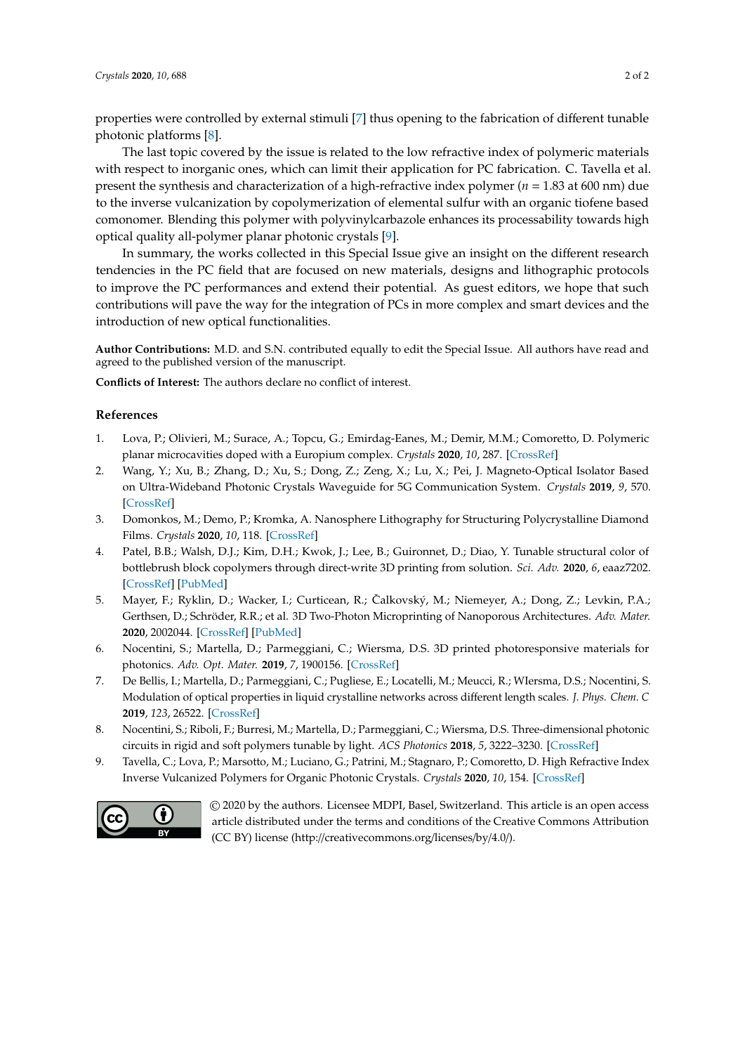properties were controlled by external stimuli [7] thus opening to the fabrication of different tunable photonic platforms [8].

The last topic covered by the issue is related to the low refractive index of polymeric materials with respect to inorganic ones, which can limit their application for PC fabrication. C. Tavella et al. present the synthesis and characterization of a high-refractive index polymer ($n$ = 1.83 at 600 nm) due to the inverse vulcanization by copolymerization of elemental sulfur with an organic tiofene based comonomer. Blending this polymer with polyvinylcarbazole enhances its processability towards high optical quality all-polymer planar photonic crystals [9].

In summary, the works collected in this Special Issue give an insight on the different research tendencies in the PC field that are focused on new materials, designs and lithographic protocols to improve the PC performances and extend their potential. As guest editors, we hope that such contributions will pave the way for the integration of PCs in more complex and smart devices and the introduction of new optical functionalities.

**Author Contributions:** M.D. and S.N. contributed equally to edit the Special Issue. All authors have read and agreed to the published version of the manuscript.

**Conflicts of Interest:** The authors declare no conflict of interest.

## References

1. Lova, P.; Olivieri, M.; Surace, A.; Topcu, G.; Emirdag-Eanes, M.; Demir, M.M.; Comoretto, D. Polymeric planar microcavities doped with a Europium complex. *Crystals* **2020**, *10*, 287. [CrossRef]
2. Wang, Y.; Xu, B.; Zhang, D.; Xu, S.; Dong, Z.; Zeng, X.; Lu, X.; Pei, J. Magneto-Optical Isolator Based on Ultra-Wideband Photonic Crystals Waveguide for 5G Communication System. *Crystals* **2019**, *9*, 570. [CrossRef]
3. Domonkos, M.; Demo, P.; Kromka, A. Nanosphere Lithography for Structuring Polycrystalline Diamond Films. *Crystals* **2020**, *10*, 118. [CrossRef]
4. Patel, B.B.; Walsh, D.J.; Kim, D.H.; Kwok, J.; Lee, B.; Guironnet, D.; Diao, Y. Tunable structural color of bottlebrush block copolymers through direct-write 3D printing from solution. *Sci. Adv.* **2020**, *6*, eaaz7202. [CrossRef] [PubMed]
5. Mayer, F.; Ryklin, D.; Wacker, I.; Curticean, R.; Čalkovský, M.; Niemeyer, A.; Dong, Z.; Levkin, P.A.; Gerthsen, D.; Schröder, R.R.; et al. 3D Two-Photon Microprinting of Nanoporous Architectures. *Adv. Mater.* **2020**, 2002044. [CrossRef] [PubMed]
6. Nocentini, S.; Martella, D.; Parmeggiani, C.; Wiersma, D.S. 3D printed photoresponsive materials for photonics. *Adv. Opt. Mater.* **2019**, *7*, 1900156. [CrossRef]
7. De Bellis, I.; Martella, D.; Parmeggiani, C.; Pugliese, E.; Locatelli, M.; Meucci, R.; WIersma, D.S.; Nocentini, S. Modulation of optical properties in liquid crystalline networks across different length scales. *J. Phys. Chem. C* **2019**, *123*, 26522. [CrossRef]
8. Nocentini, S.; Riboli, F.; Burresi, M.; Martella, D.; Parmeggiani, C.; Wiersma, D.S. Three-dimensional photonic circuits in rigid and soft polymers tunable by light. *ACS Photonics* **2018**, *5*, 3222–3230. [CrossRef]
9. Tavella, C.; Lova, P.; Marsotto, M.; Luciano, G.; Patrini, M.; Stagnaro, P.; Comoretto, D. High Refractive Index Inverse Vulcanized Polymers for Organic Photonic Crystals. *Crystals* **2020**, *10*, 154. [CrossRef]

© 2020 by the authors. Licensee MDPI, Basel, Switzerland. This article is an open access article distributed under the terms and conditions of the Creative Commons Attribution (CC BY) license (http://creativecommons.org/licenses/by/4.0/).